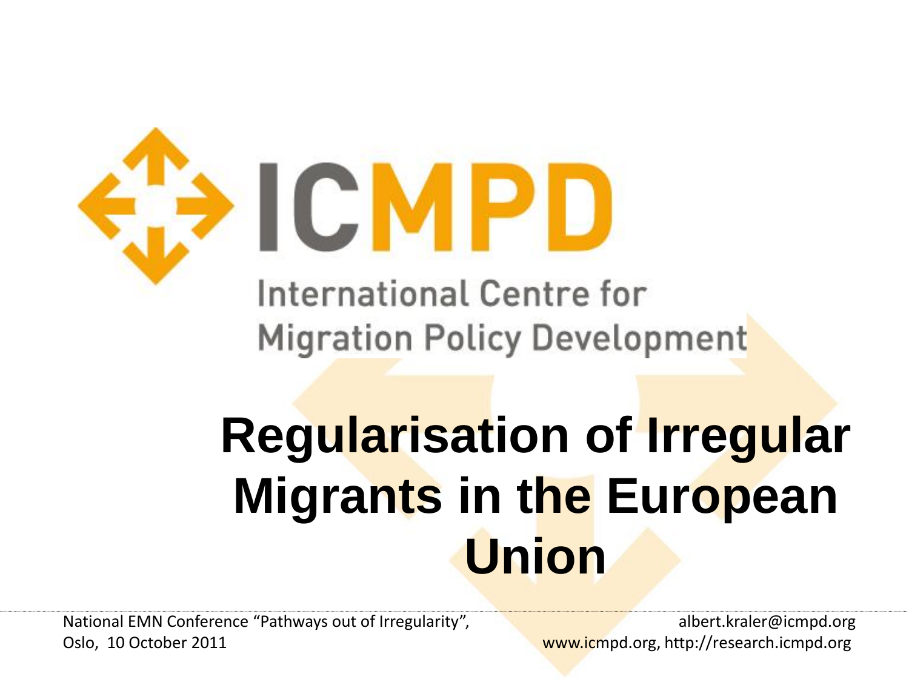ICMPD

International Centre for Migration Policy Development

# Regularisation of Irregular Migrants in the European Union

National EMN Conference "Pathways out of Irregularity", Oslo, 10 October 2011

albert.kraler@icmpd.org
www.icmpd.org, http://research.icmpd.org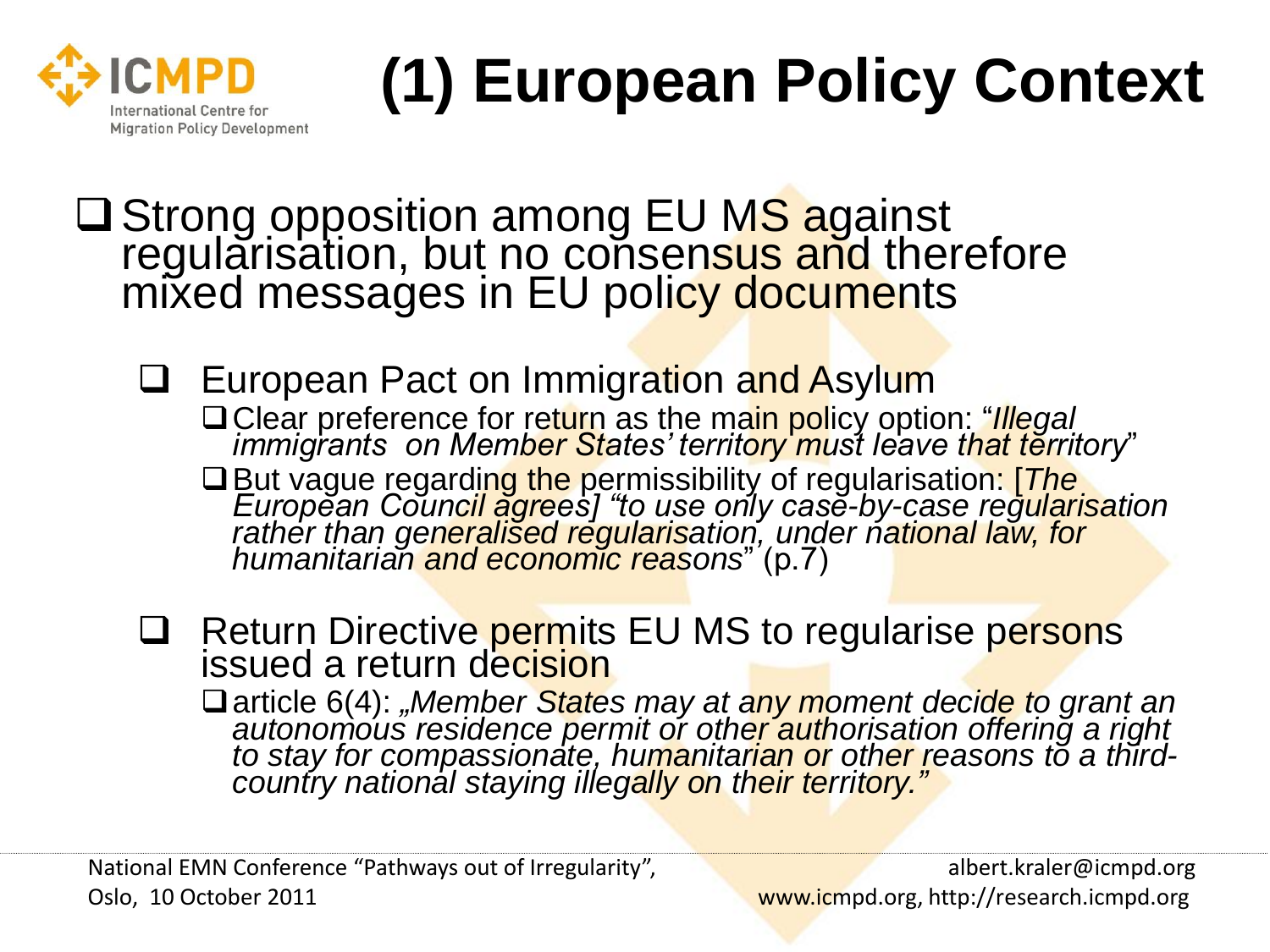# (1) European Policy Context

- Strong opposition among EU MS against regularisation, but no consensus and therefore mixed messages in EU policy documents
  - European Pact on Immigration and Asylum
    - Clear preference for return as the main policy option: "*Illegal immigrants on Member States' territory must leave that territory*"
    - But vague regarding the permissibility of regularisation: [*The European Council agrees] "to use only case-by-case regularisation rather than generalised regularisation, under national law, for humanitarian and economic reasons*" (p.7)
  - Return Directive permits EU MS to regularise persons issued a return decision
    - article 6(4): *„Member States may at any moment decide to grant an autonomous residence permit or other authorisation offering a right to stay for compassionate, humanitarian or other reasons to a third-country national staying illegally on their territory."*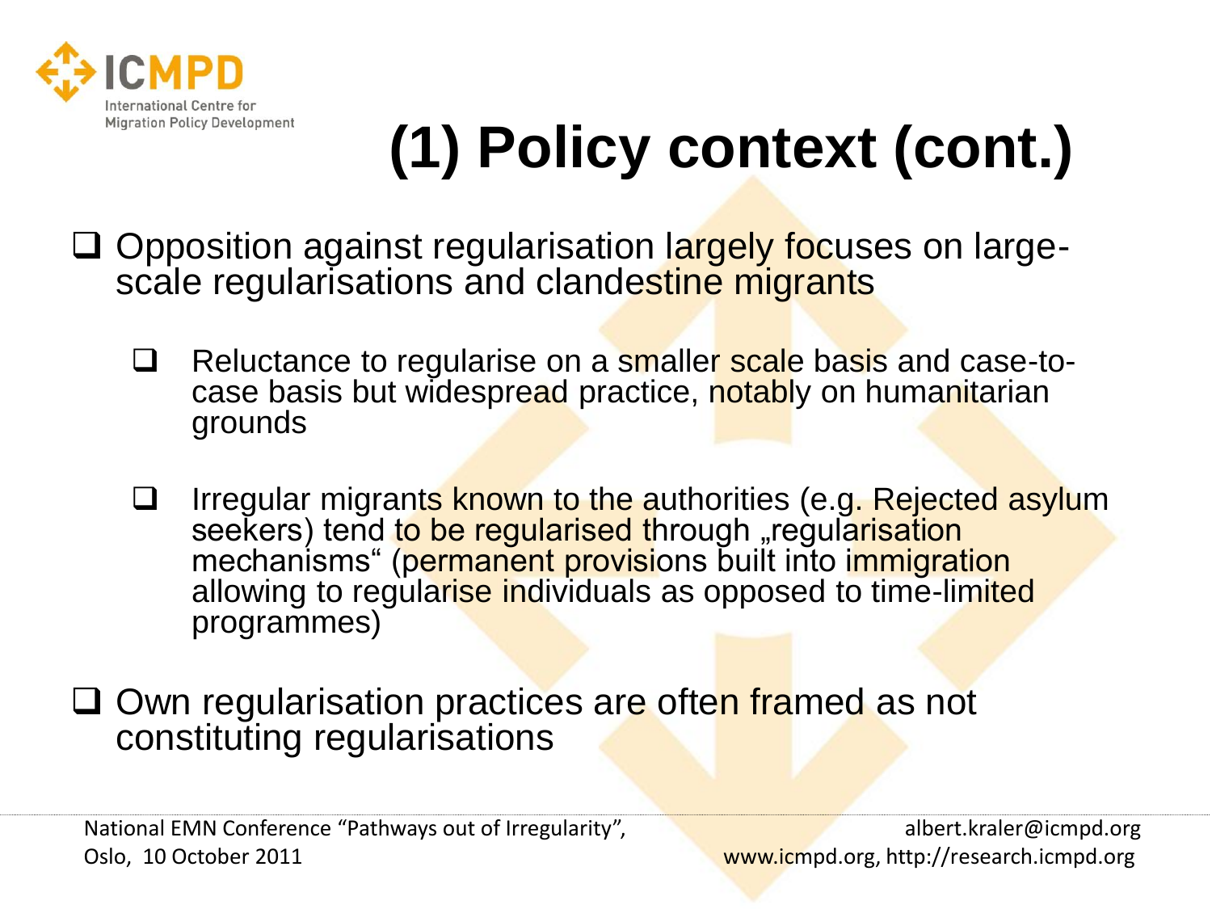# (1) Policy context (cont.)

- Opposition against regularisation largely focuses on large-scale regularisations and clandestine migrants
  - Reluctance to regularise on a smaller scale basis and case-to-case basis but widespread practice, notably on humanitarian grounds
  - Irregular migrants known to the authorities (e.g. Rejected asylum seekers) tend to be regularised through „regularisation mechanisms" (permanent provisions built into immigration allowing to regularise individuals as opposed to time-limited programmes)
- Own regularisation practices are often framed as not constituting regularisations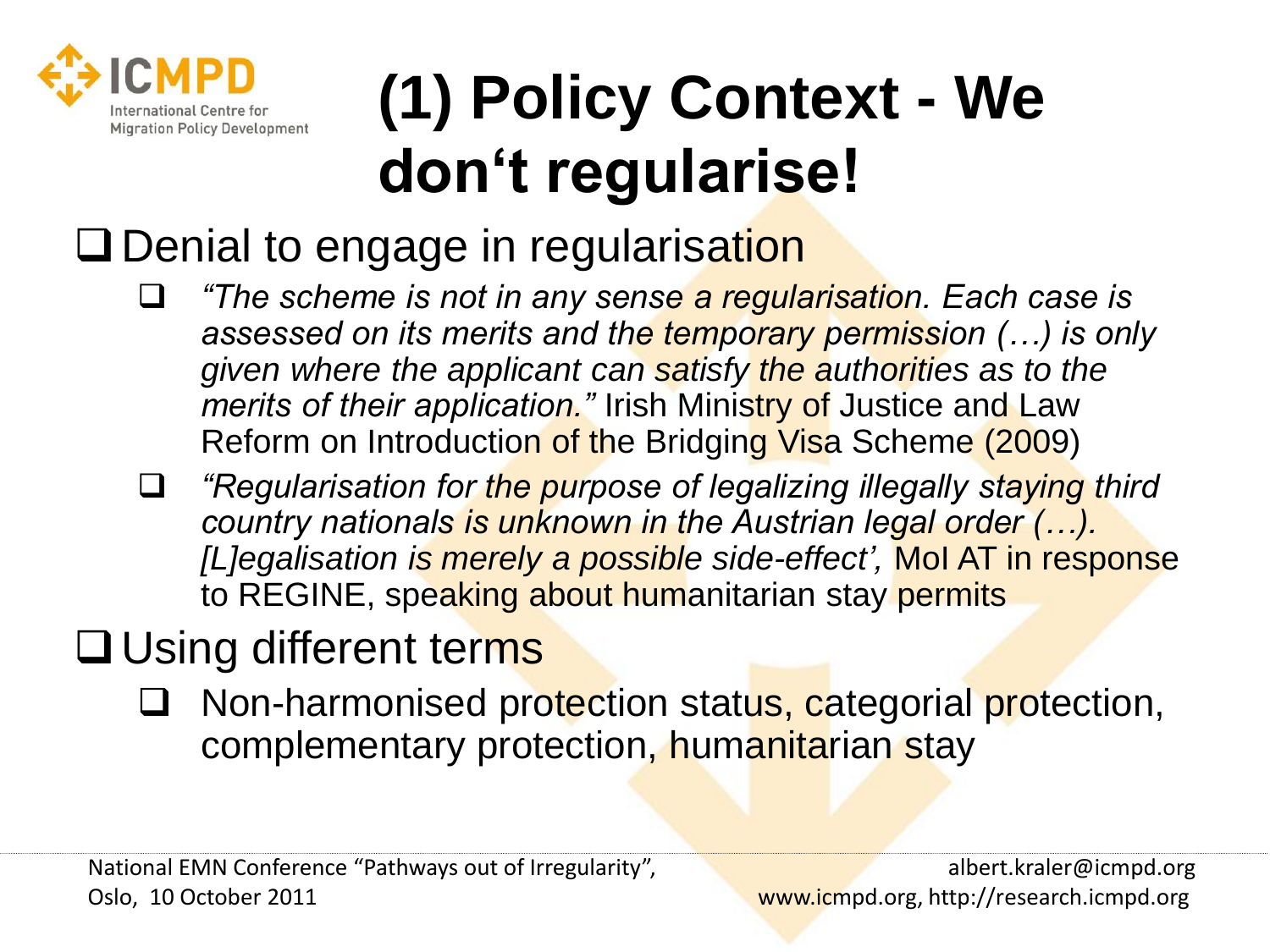# (1) Policy Context - We don‘t regularise!

- Denial to engage in regularisation
  - *“The scheme is not in any sense a regularisation. Each case is assessed on its merits and the temporary permission (…) is only given where the applicant can satisfy the authorities as to the merits of their application.”* Irish Ministry of Justice and Law Reform on Introduction of the Bridging Visa Scheme (2009)
  - *“Regularisation for the purpose of legalizing illegally staying third country nationals is unknown in the Austrian legal order (…). [L]egalisation is merely a possible side-effect’,* MoI AT in response to REGINE, speaking about humanitarian stay permits
- Using different terms
  - Non-harmonised protection status, categorial protection, complementary protection, humanitarian stay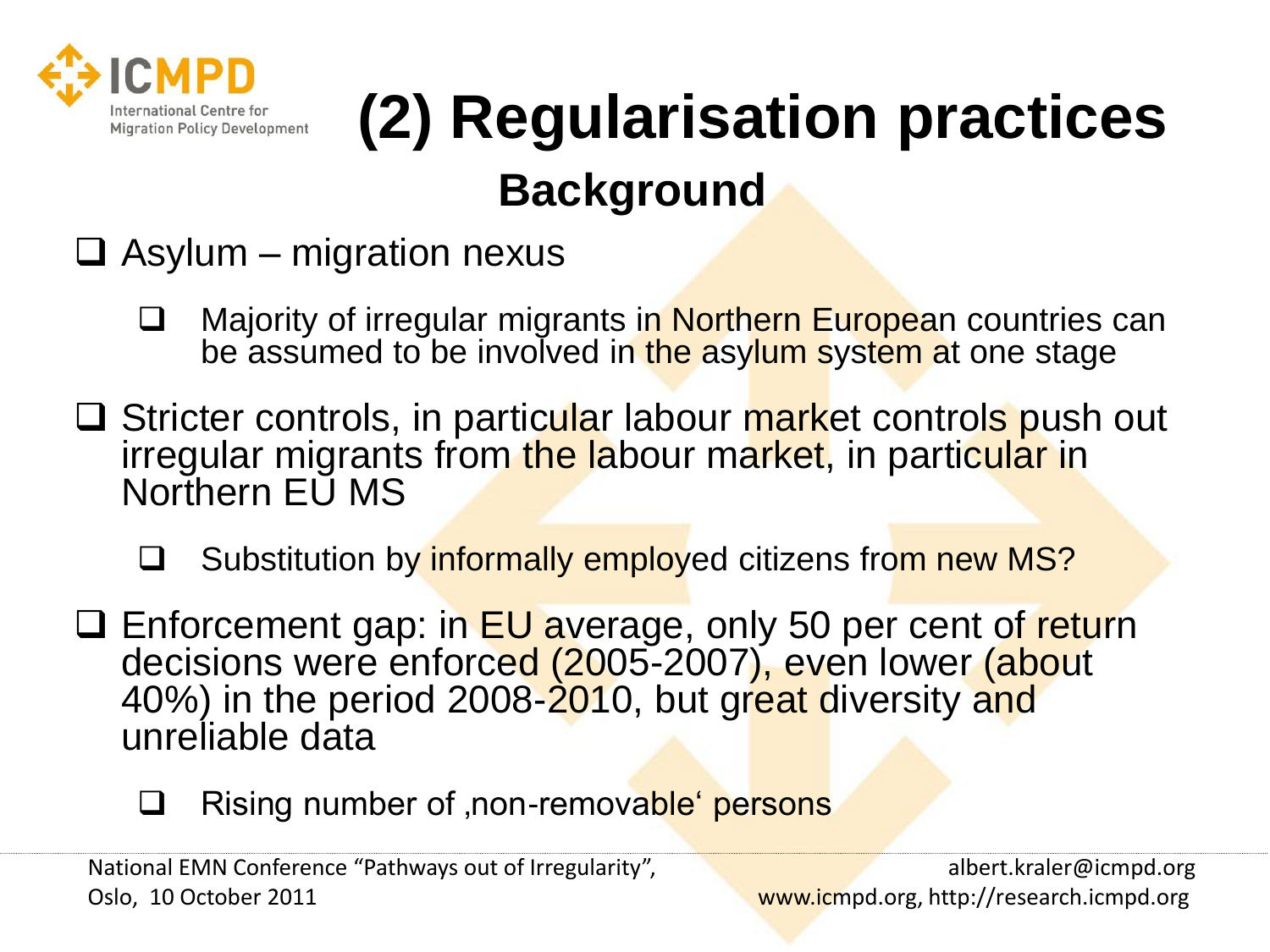# (2) Regularisation practices

## Background

- Asylum – migration nexus
  - Majority of irregular migrants in Northern European countries can be assumed to be involved in the asylum system at one stage
- Stricter controls, in particular labour market controls push out irregular migrants from the labour market, in particular in Northern EU MS
  - Substitution by informally employed citizens from new MS?
- Enforcement gap: in EU average, only 50 per cent of return decisions were enforced (2005-2007), even lower (about 40%) in the period 2008-2010, but great diversity and unreliable data
  - Rising number of ‚non-removable' persons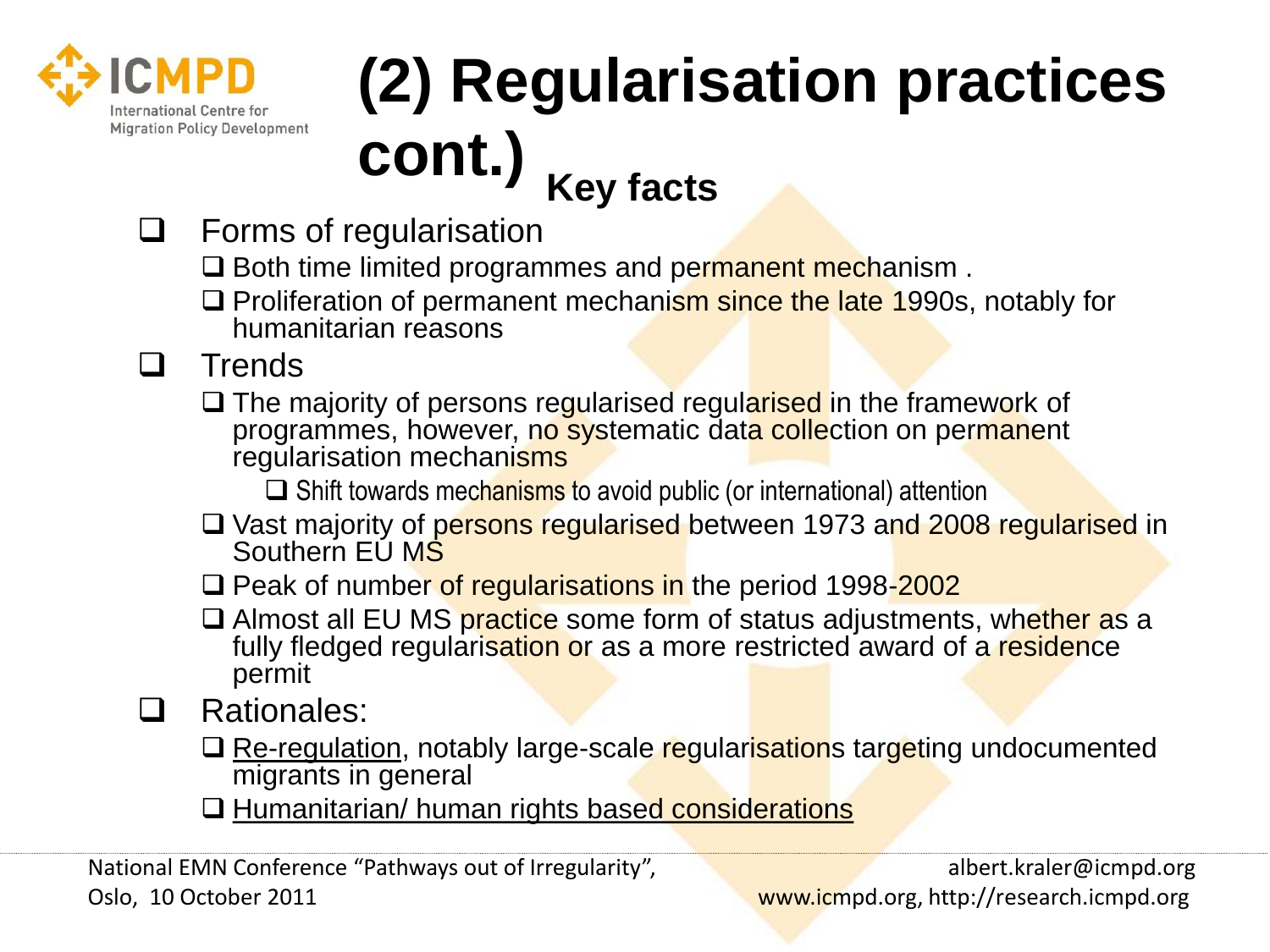# (2) Regularisation practices cont.) Key facts

- Forms of regularisation
  - Both time limited programmes and permanent mechanism .
  - Proliferation of permanent mechanism since the late 1990s, notably for humanitarian reasons
- Trends
  - The majority of persons regularised regularised in the framework of programmes, however, no systematic data collection on permanent regularisation mechanisms
    - Shift towards mechanisms to avoid public (or international) attention
  - Vast majority of persons regularised between 1973 and 2008 regularised in Southern EU MS
  - Peak of number of regularisations in the period 1998-2002
  - Almost all EU MS practice some form of status adjustments, whether as a fully fledged regularisation or as a more restricted award of a residence permit
- Rationales:
  - Re-regulation, notably large-scale regularisations targeting undocumented migrants in general
  - Humanitarian/ human rights based considerations

National EMN Conference "Pathways out of Irregularity", Oslo, 10 October 2011

albert.kraler@icmpd.org
www.icmpd.org, http://research.icmpd.org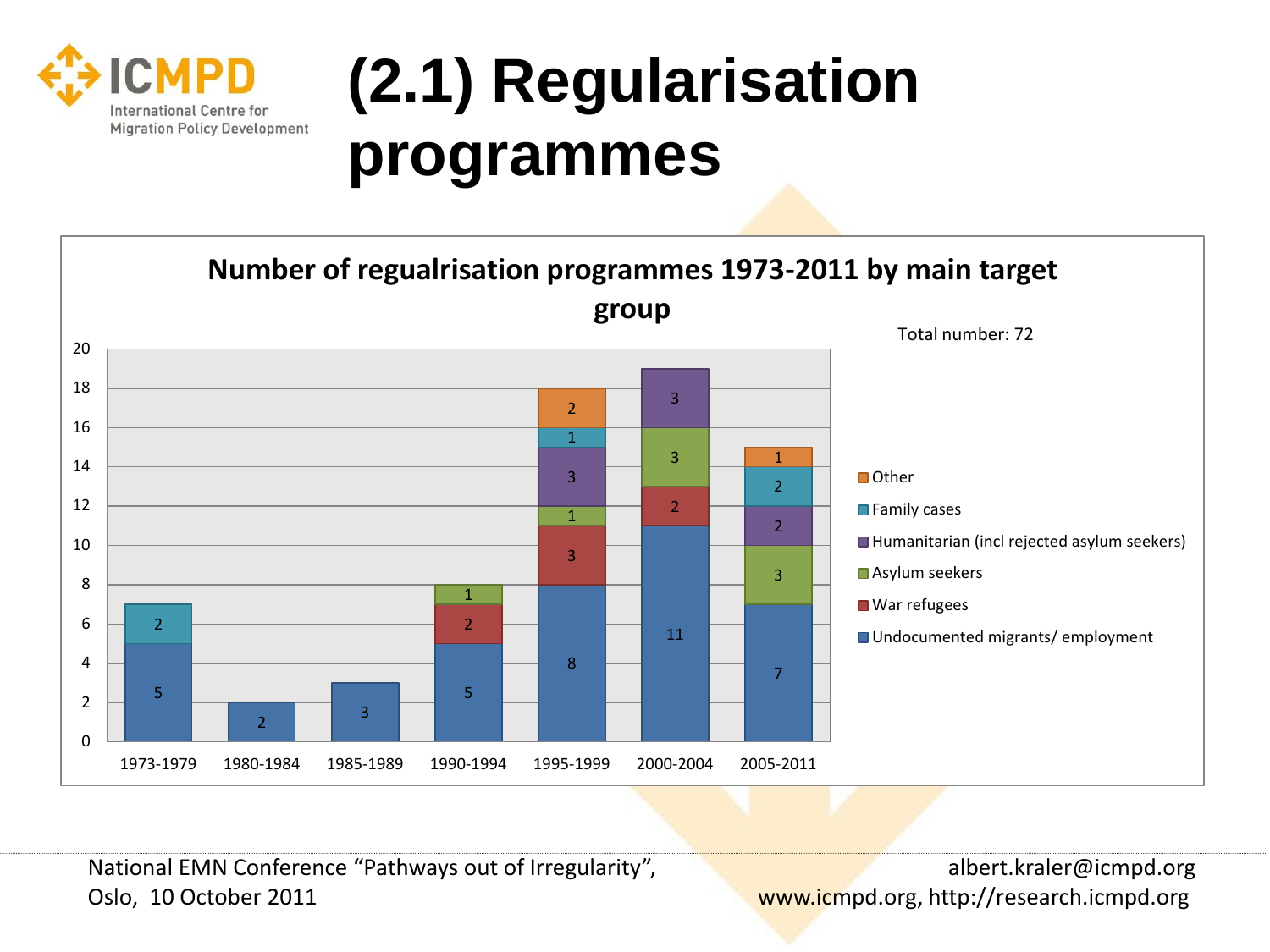# (2.1) Regularisation programmes

**Number of regualrisation programmes 1973-2011 by main target group**

Total number: 72

| Period | Undocumented migrants/ employment | War refugees | Asylum seekers | Humanitarian (incl rejected asylum seekers) | Family cases | Other |
|---|---|---|---|---|---|---|
| 1973-1979 | 5 | | | | 2 | |
| 1980-1984 | 2 | | | | | |
| 1985-1989 | 3 | | | | | |
| 1990-1994 | 5 | 2 | 1 | | | |
| 1995-1999 | 8 | 3 | 1 | 3 | 1 | 2 |
| 2000-2004 | 11 | 2 | 3 | 3 | | |
| 2005-2011 | 7 | | 3 | 2 | 2 | 1 |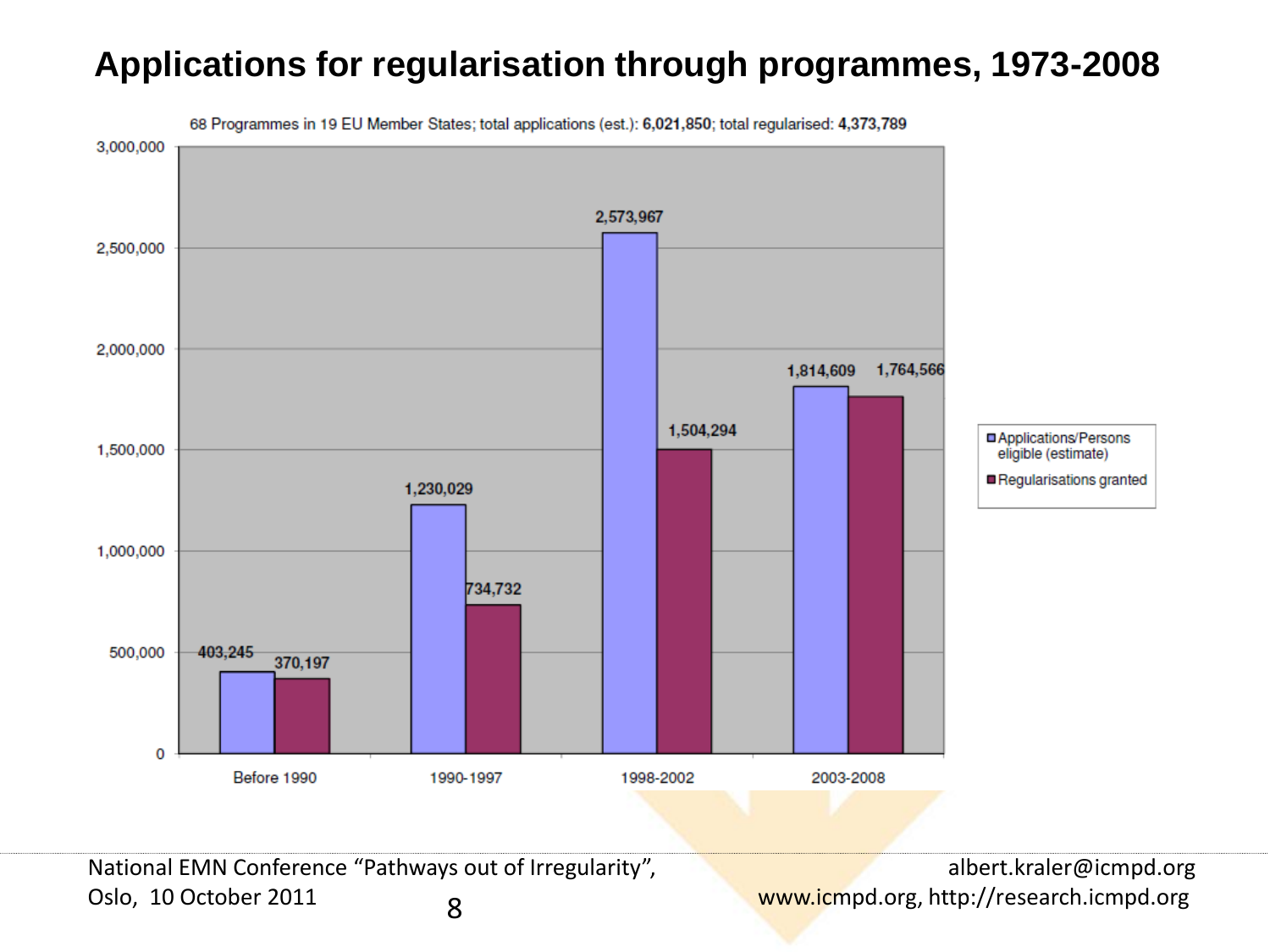# Applications for regularisation through programmes, 1973-2008

68 Programmes in 19 EU Member States; total applications (est.): **6,021,850**; total regularised: **4,373,789**

| Period | Applications/Persons eligible (estimate) | Regularisations granted |
| --- | --- | --- |
| Before 1990 | 403,245 | 370,197 |
| 1990-1997 | 1,230,029 | 734,732 |
| 1998-2002 | 2,573,967 | 1,504,294 |
| 2003-2008 | 1,814,609 | 1,764,566 |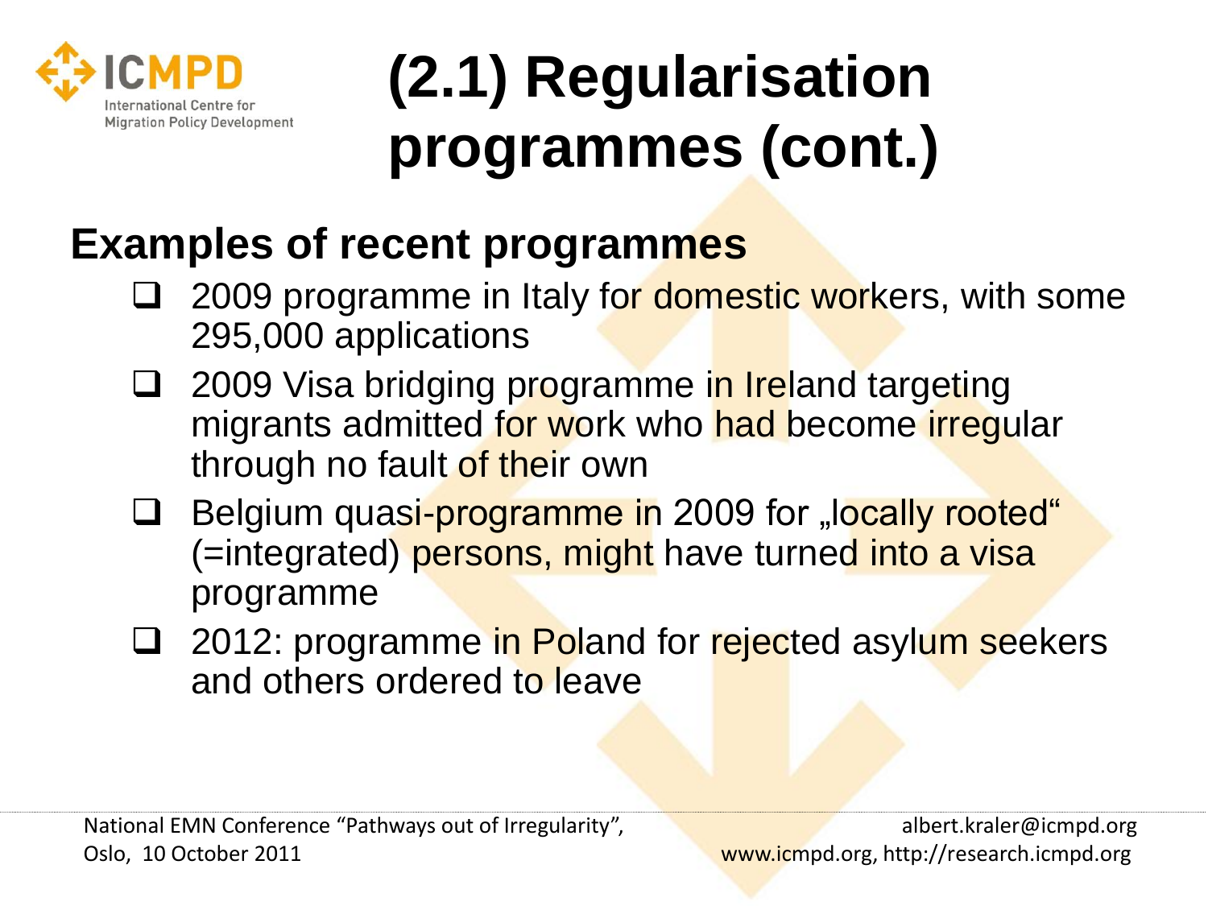# (2.1) Regularisation programmes (cont.)

## Examples of recent programmes

- 2009 programme in Italy for domestic workers, with some 295,000 applications
- 2009 Visa bridging programme in Ireland targeting migrants admitted for work who had become irregular through no fault of their own
- Belgium quasi-programme in 2009 for „locally rooted“ (=integrated) persons, might have turned into a visa programme
- 2012: programme in Poland for rejected asylum seekers and others ordered to leave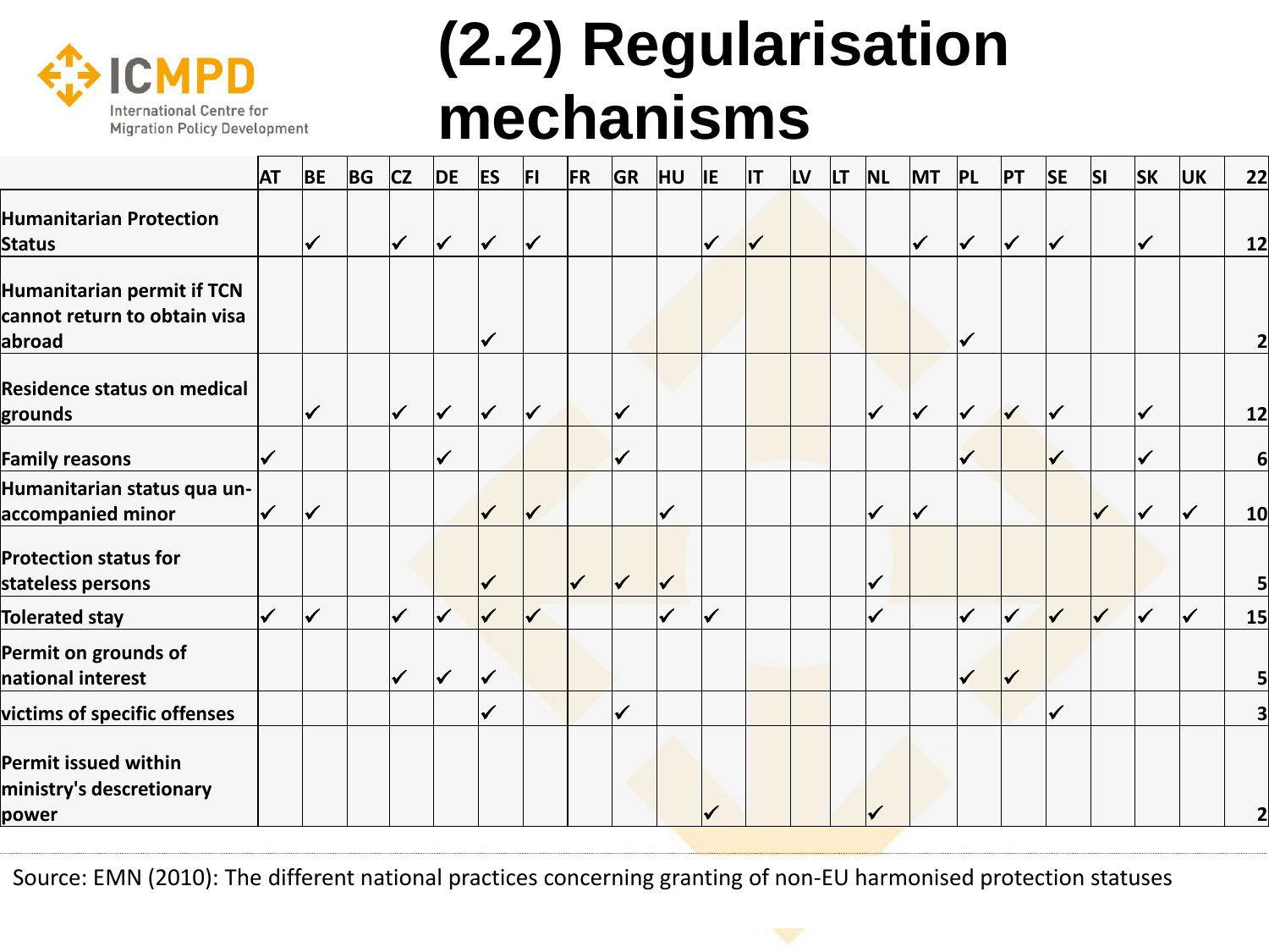# (2.2) Regularisation mechanisms

| | AT | BE | BG | CZ | DE | ES | FI | FR | GR | HU | IE | IT | LV | LT | NL | MT | PL | PT | SE | SI | SK | UK | 22 |
|---|---|---|---|---|---|---|---|---|---|---|---|---|---|---|---|---|---|---|---|---|---|---|---|
| Humanitarian Protection Status | | ✓ | | ✓ | ✓ | ✓ | ✓ | | | | ✓ | ✓ | | | | ✓ | ✓ | ✓ | ✓ | | ✓ | | 12 |
| Humanitarian permit if TCN cannot return to obtain visa abroad | | | | | | ✓ | | | | | | | | | | | ✓ | | | | | | 2 |
| Residence status on medical grounds | | ✓ | | ✓ | ✓ | ✓ | ✓ | | ✓ | | | | | | ✓ | ✓ | ✓ | ✓ | ✓ | | ✓ | | 12 |
| Family reasons | ✓ | | | | ✓ | | | | ✓ | | | | | | | | ✓ | | ✓ | | ✓ | | 6 |
| Humanitarian status qua un-accompanied minor | ✓ | ✓ | | | | ✓ | ✓ | | | ✓ | | | | | ✓ | ✓ | | | | ✓ | ✓ | ✓ | 10 |
| Protection status for stateless persons | | | | | | ✓ | | ✓ | ✓ | ✓ | | | | | ✓ | | | | | | | | 5 |
| Tolerated stay | ✓ | ✓ | | ✓ | ✓ | ✓ | ✓ | | | ✓ | ✓ | | | | ✓ | | ✓ | ✓ | ✓ | ✓ | ✓ | ✓ | 15 |
| Permit on grounds of national interest | | | | ✓ | ✓ | ✓ | | | | | | | | | | | ✓ | ✓ | | | | | 5 |
| victims of specific offenses | | | | | | ✓ | | | ✓ | | | | | | | | | | ✓ | | | | 3 |
| Permit issued within ministry's descretionary power | | | | | | | | | | | ✓ | | | | ✓ | | | | | | | | 2 |

Source: EMN (2010): The different national practices concerning granting of non-EU harmonised protection statuses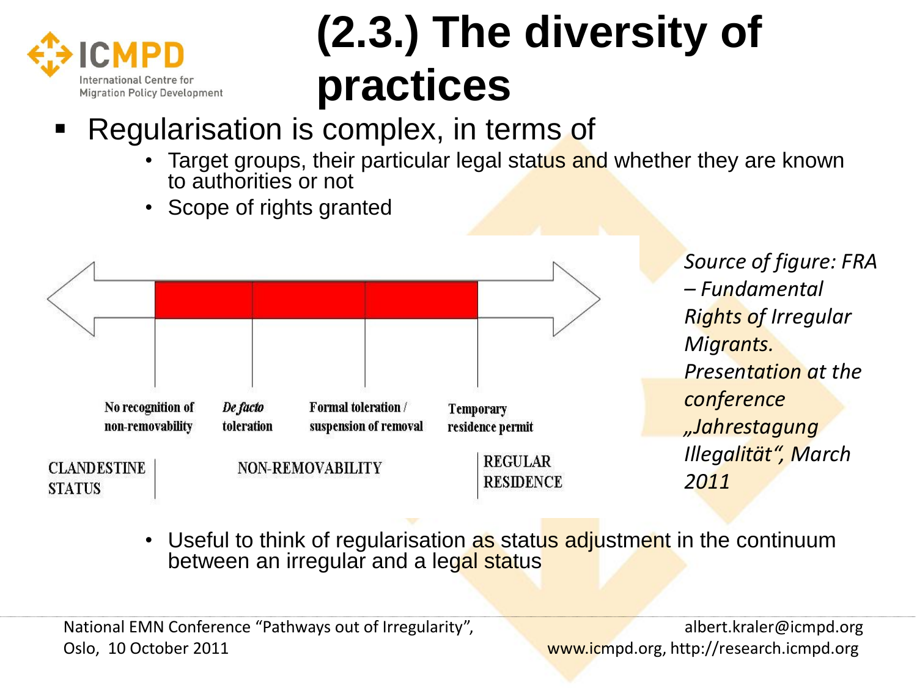# (2.3.) The diversity of practices

- Regularisation is complex, in terms of
  - Target groups, their particular legal status and whether they are known to authorities or not
  - Scope of rights granted

No recognition of non-removability | *De facto* toleration | Formal toleration / suspension of removal | Temporary residence permit

CLANDESTINE STATUS | NON-REMOVABILITY | REGULAR RESIDENCE

*Source of figure: FRA – Fundamental Rights of Irregular Migrants. Presentation at the conference „Jahrestagung Illegalität", March 2011*

- Useful to think of regularisation as status adjustment in the continuum between an irregular and a legal status

National EMN Conference "Pathways out of Irregularity", Oslo, 10 October 2011

albert.kraler@icmpd.org
www.icmpd.org, http://research.icmpd.org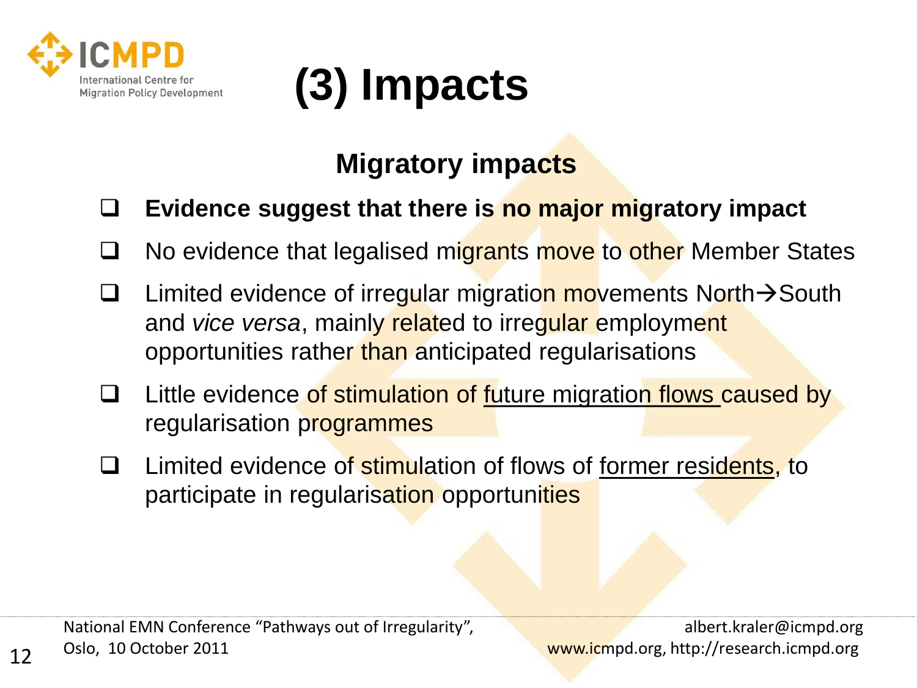# (3) Impacts

## Migratory impacts

- **Evidence suggest that there is no major migratory impact**
- No evidence that legalised migrants move to other Member States
- Limited evidence of irregular migration movements North→South and *vice versa*, mainly related to irregular employment opportunities rather than anticipated regularisations
- Little evidence of stimulation of <u>future migration flows</u> caused by regularisation programmes
- Limited evidence of stimulation of flows of <u>former residents</u>, to participate in regularisation opportunities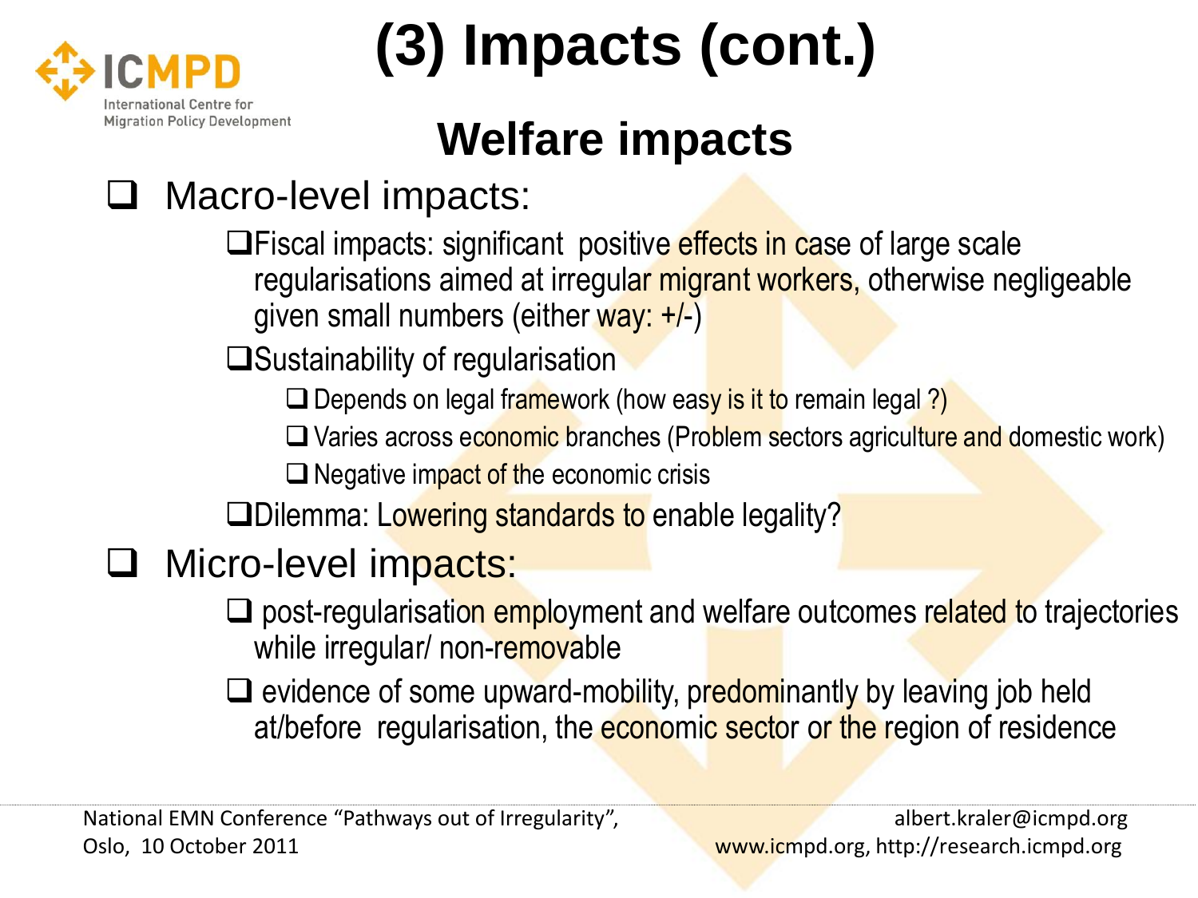# (3) Impacts (cont.)

## Welfare impacts

- Macro-level impacts:
  - Fiscal impacts: significant positive effects in case of large scale regularisations aimed at irregular migrant workers, otherwise negligeable given small numbers (either way: +/-)
  - Sustainability of regularisation
    - Depends on legal framework (how easy is it to remain legal ?)
    - Varies across economic branches (Problem sectors agriculture and domestic work)
    - Negative impact of the economic crisis
  - Dilemma: Lowering standards to enable legality?
- Micro-level impacts:
  - post-regularisation employment and welfare outcomes related to trajectories while irregular/ non-removable
  - evidence of some upward-mobility, predominantly by leaving job held at/before regularisation, the economic sector or the region of residence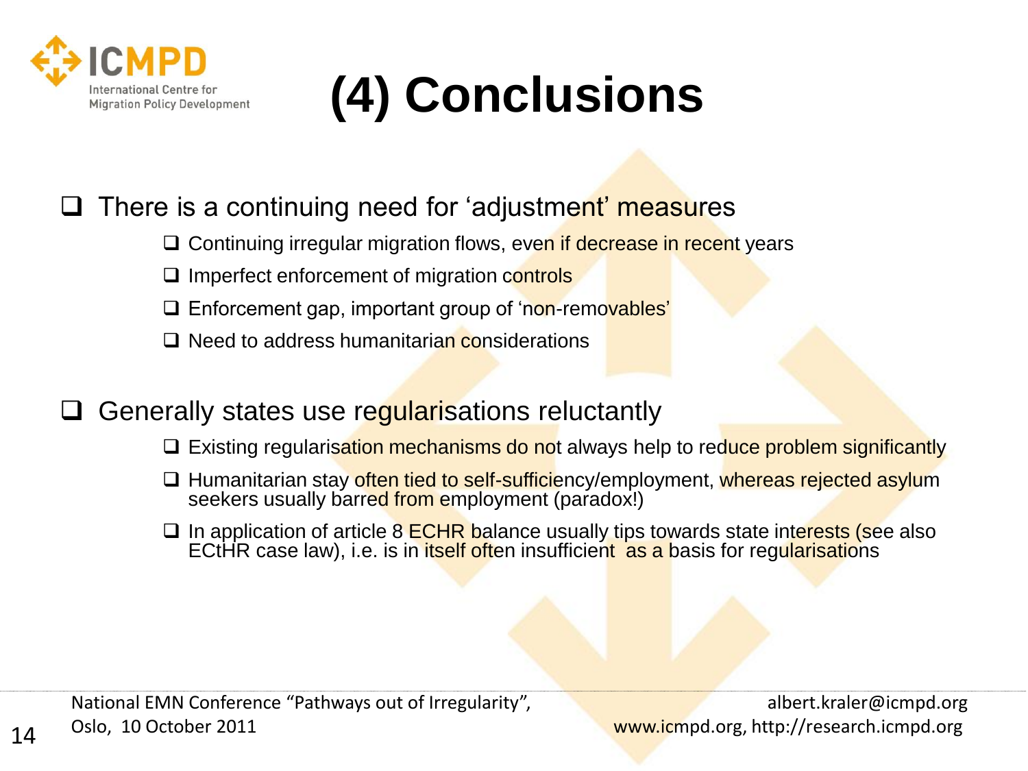# (4) Conclusions

- There is a continuing need for 'adjustment' measures
  - Continuing irregular migration flows, even if decrease in recent years
  - Imperfect enforcement of migration controls
  - Enforcement gap, important group of 'non-removables'
  - Need to address humanitarian considerations

- Generally states use regularisations reluctantly
  - Existing regularisation mechanisms do not always help to reduce problem significantly
  - Humanitarian stay often tied to self-sufficiency/employment, whereas rejected asylum seekers usually barred from employment (paradox!)
  - In application of article 8 ECHR balance usually tips towards state interests (see also ECtHR case law), i.e. is in itself often insufficient as a basis for regularisations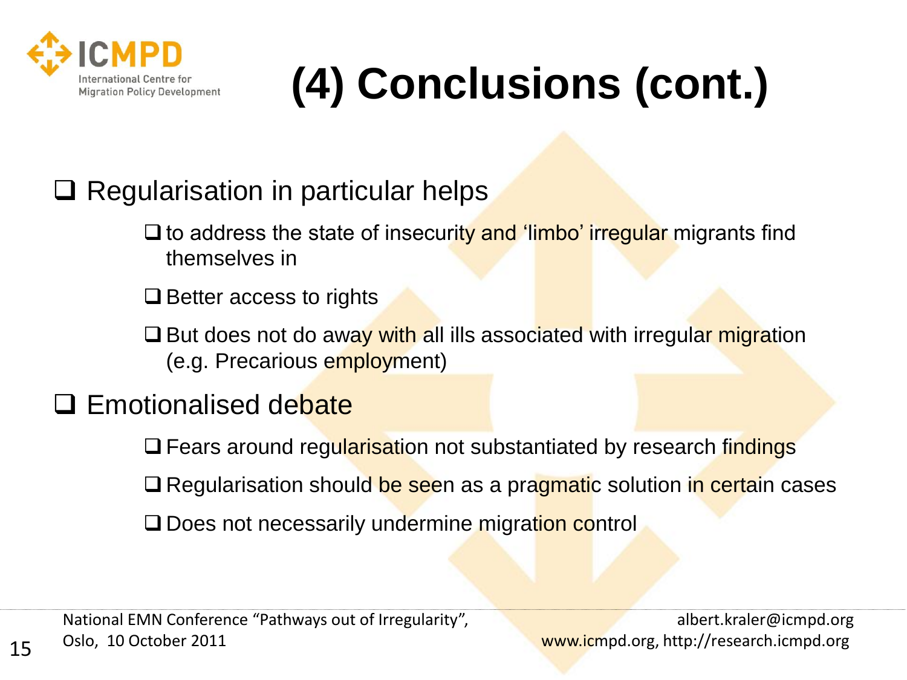# (4) Conclusions (cont.)

- Regularisation in particular helps
  - to address the state of insecurity and 'limbo' irregular migrants find themselves in
  - Better access to rights
  - But does not do away with all ills associated with irregular migration (e.g. Precarious employment)
- Emotionalised debate
  - Fears around regularisation not substantiated by research findings
  - Regularisation should be seen as a pragmatic solution in certain cases
  - Does not necessarily undermine migration control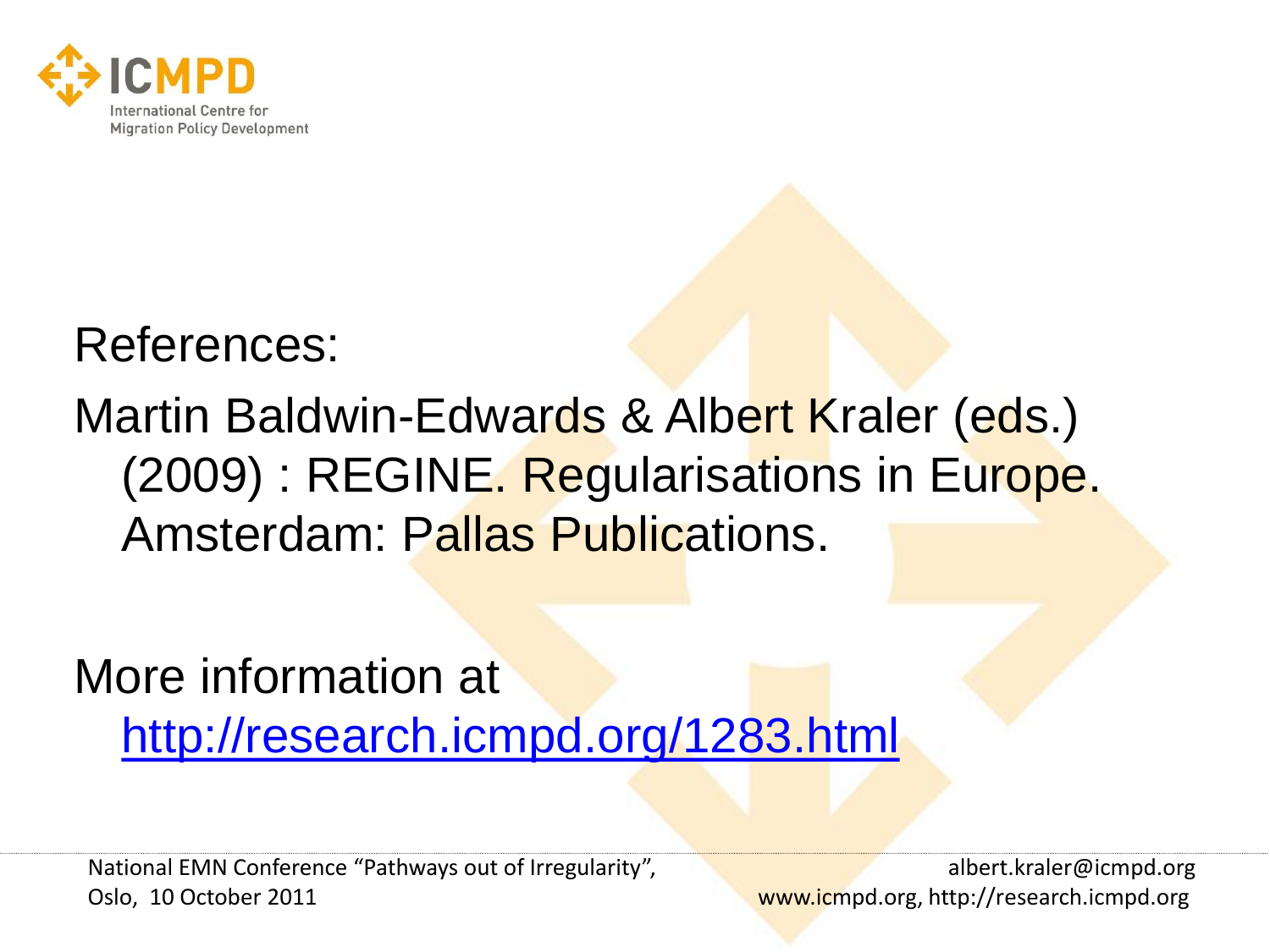References:

Martin Baldwin-Edwards & Albert Kraler (eds.) (2009) : REGINE. Regularisations in Europe. Amsterdam: Pallas Publications.

More information at http://research.icmpd.org/1283.html